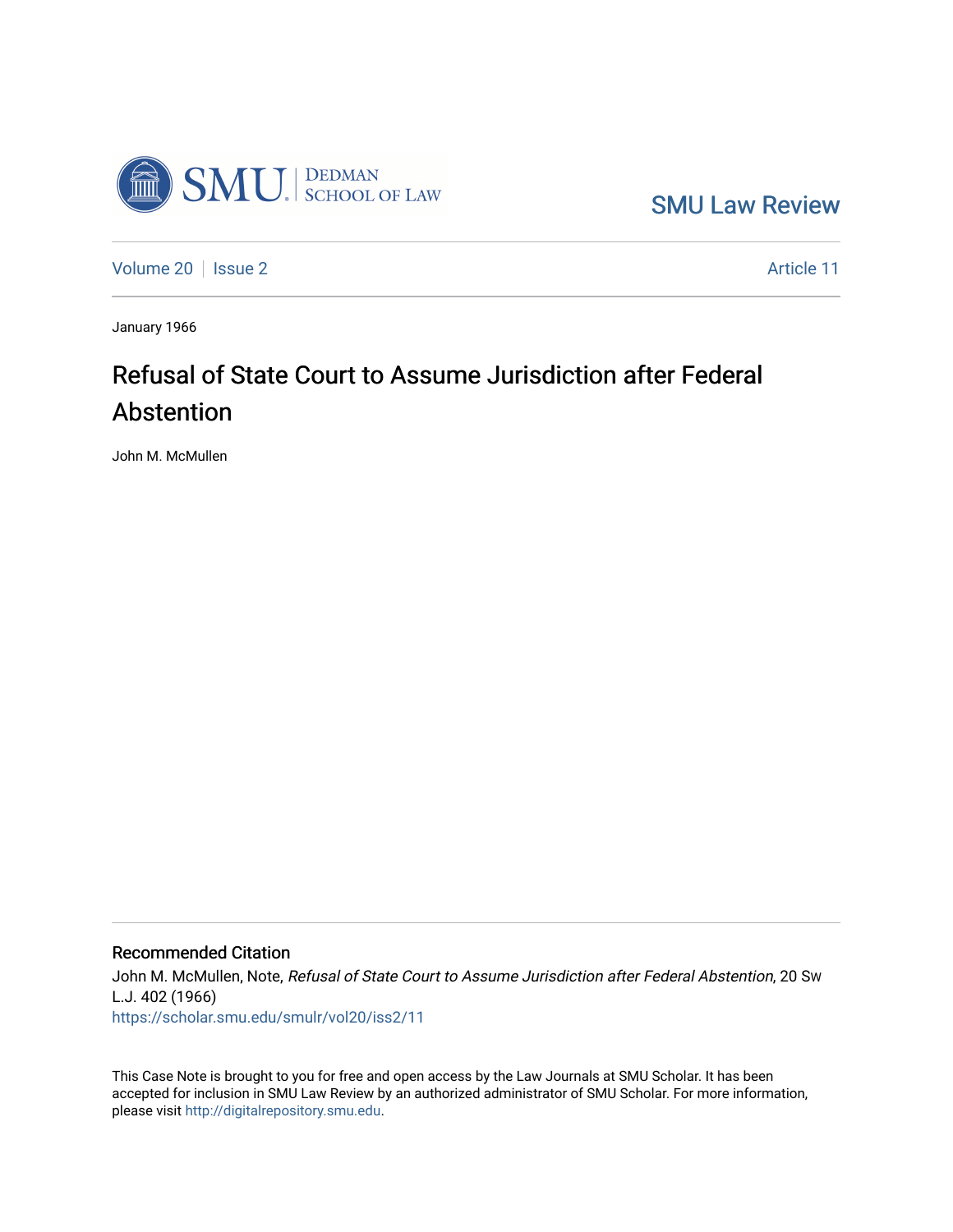SMU Law Review

Volume 20 | Issue 2 | Article 11

January 1966

# Refusal of State Court to Assume Jurisdiction after Federal Abstention

John M. McMullen

## Recommended Citation

John M. McMullen, Note, *Refusal of State Court to Assume Jurisdiction after Federal Abstention*, 20 Sw L.J. 402 (1966)
https://scholar.smu.edu/smulr/vol20/iss2/11

This Case Note is brought to you for free and open access by the Law Journals at SMU Scholar. It has been accepted for inclusion in SMU Law Review by an authorized administrator of SMU Scholar. For more information, please visit http://digitalrepository.smu.edu.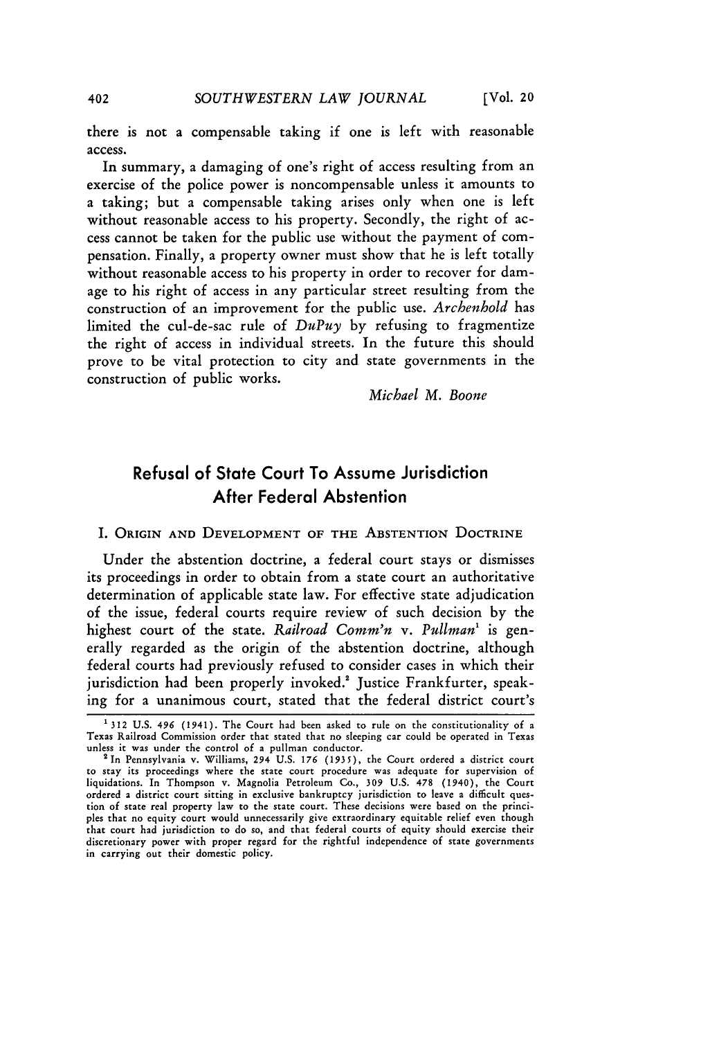there is not a compensable taking if one is left with reasonable access.

In summary, a damaging of one's right of access resulting from an exercise of the police power is noncompensable unless it amounts to a taking; but a compensable taking arises only when one is left without reasonable access to his property. Secondly, the right of access cannot be taken for the public use without the payment of compensation. Finally, a property owner must show that he is left totally without reasonable access to his property in order to recover for damage to his right of access in any particular street resulting from the construction of an improvement for the public use. *Archenhold* has limited the cul-de-sac rule of *DuPuy* by refusing to fragmentize the right of access in individual streets. In the future this should prove to be vital protection to city and state governments in the construction of public works.

*Michael M. Boone*

## Refusal of State Court To Assume Jurisdiction After Federal Abstention

### I. Origin and Development of the Abstention Doctrine

Under the abstention doctrine, a federal court stays or dismisses its proceedings in order to obtain from a state court an authoritative determination of applicable state law. For effective state adjudication of the issue, federal courts require review of such decision by the highest court of the state. *Railroad Comm'n* v. *Pullman*[1] is generally regarded as the origin of the abstention doctrine, although federal courts had previously refused to consider cases in which their jurisdiction had been properly invoked.[2] Justice Frankfurter, speaking for a unanimous court, stated that the federal district court's

---

[1] 312 U.S. 496 (1941). The Court had been asked to rule on the constitutionality of a Texas Railroad Commission order that stated that no sleeping car could be operated in Texas unless it was under the control of a pullman conductor.

[2] In Pennsylvania v. Williams, 294 U.S. 176 (1935), the Court ordered a district court to stay its proceedings where the state court procedure was adequate for supervision of liquidations. In Thompson v. Magnolia Petroleum Co., 309 U.S. 478 (1940), the Court ordered a district court sitting in exclusive bankruptcy jurisdiction to leave a difficult question of state real property law to the state court. These decisions were based on the principles that no equity court would unnecessarily give extraordinary equitable relief even though that court had jurisdiction to do so, and that federal courts of equity should exercise their discretionary power with proper regard for the rightful independence of state governments in carrying out their domestic policy.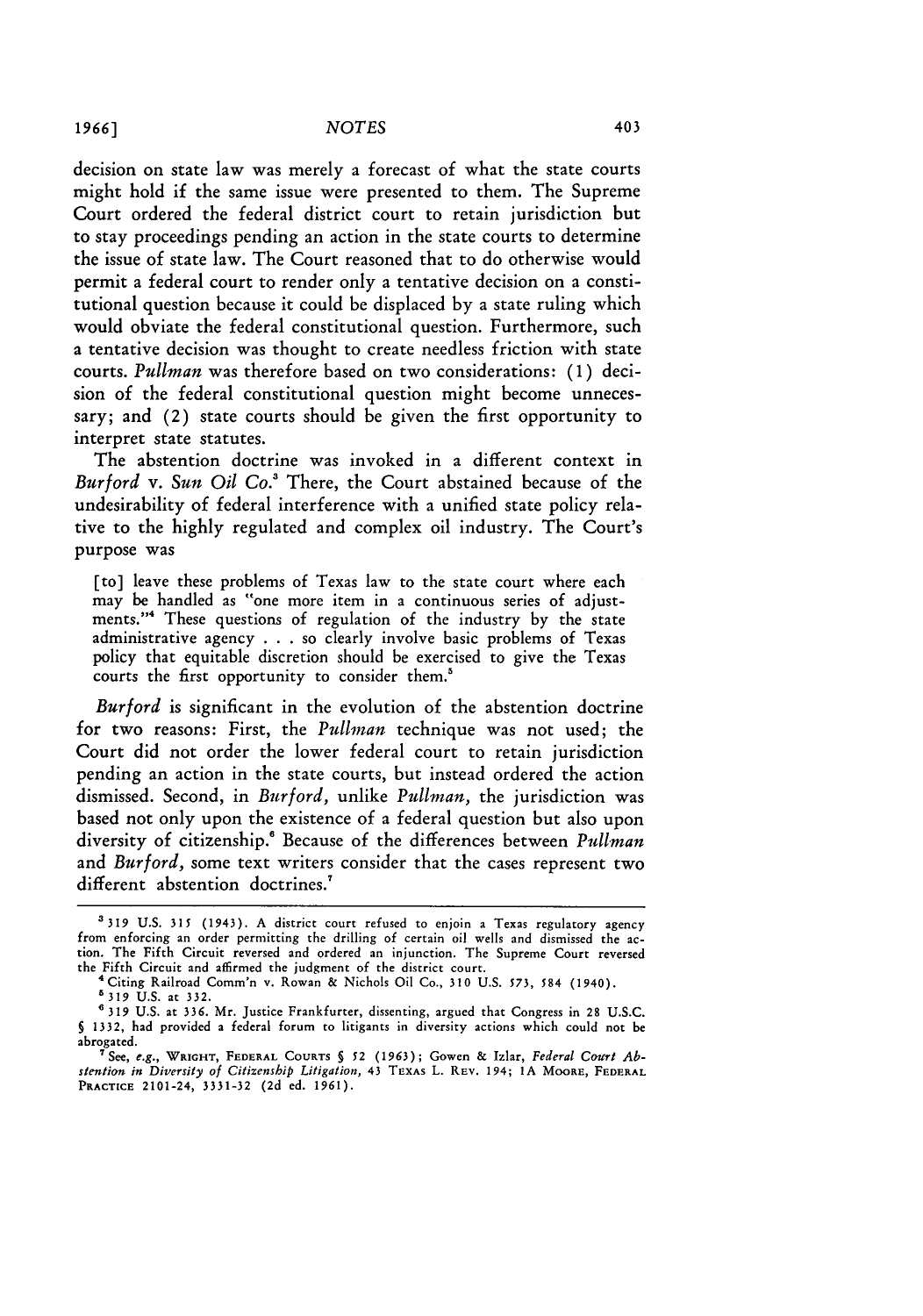decision on state law was merely a forecast of what the state courts might hold if the same issue were presented to them. The Supreme Court ordered the federal district court to retain jurisdiction but to stay proceedings pending an action in the state courts to determine the issue of state law. The Court reasoned that to do otherwise would permit a federal court to render only a tentative decision on a constitutional question because it could be displaced by a state ruling which would obviate the federal constitutional question. Furthermore, such a tentative decision was thought to create needless friction with state courts. *Pullman* was therefore based on two considerations: (1) decision of the federal constitutional question might become unnecessary; and (2) state courts should be given the first opportunity to interpret state statutes.

The abstention doctrine was invoked in a different context in *Burford* v. *Sun Oil Co.*[3] There, the Court abstained because of the undesirability of federal interference with a unified state policy relative to the highly regulated and complex oil industry. The Court's purpose was

> [to] leave these problems of Texas law to the state court where each may be handled as "one more item in a continuous series of adjustments."[4] These questions of regulation of the industry by the state administrative agency . . . so clearly involve basic problems of Texas policy that equitable discretion should be exercised to give the Texas courts the first opportunity to consider them.[5]

*Burford* is significant in the evolution of the abstention doctrine for two reasons: First, the *Pullman* technique was not used; the Court did not order the lower federal court to retain jurisdiction pending an action in the state courts, but instead ordered the action dismissed. Second, in *Burford*, unlike *Pullman*, the jurisdiction was based not only upon the existence of a federal question but also upon diversity of citizenship.[6] Because of the differences between *Pullman* and *Burford*, some text writers consider that the cases represent two different abstention doctrines.[7]

---

[3] 319 U.S. 315 (1943). A district court refused to enjoin a Texas regulatory agency from enforcing an order permitting the drilling of certain oil wells and dismissed the action. The Fifth Circuit reversed and ordered an injunction. The Supreme Court reversed the Fifth Circuit and affirmed the judgment of the district court.

[4] Citing Railroad Comm'n v. Rowan & Nichols Oil Co., 310 U.S. 573, 584 (1940).

[5] 319 U.S. at 332.

[6] 319 U.S. at 336. Mr. Justice Frankfurter, dissenting, argued that Congress in 28 U.S.C. § 1332, had provided a federal forum to litigants in diversity actions which could not be abrogated.

[7] See, *e.g.*, WRIGHT, FEDERAL COURTS § 52 (1963); Gowen & Izlar, *Federal Court Abstention in Diversity of Citizenship Litigation*, 43 TEXAS L. REV. 194; 1A MOORE, FEDERAL PRACTICE 2101-24, 3331-32 (2d ed. 1961).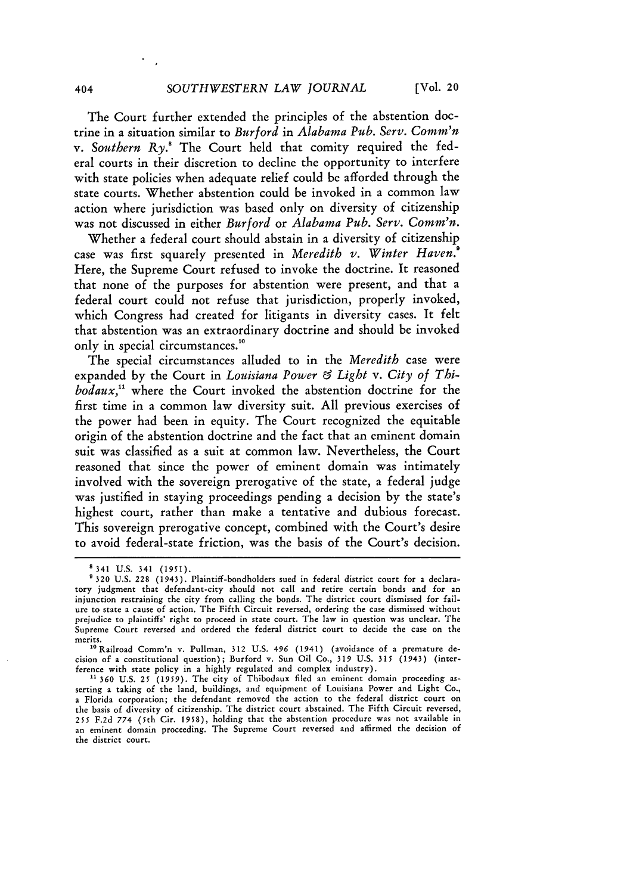The Court further extended the principles of the abstention doctrine in a situation similar to *Burford* in *Alabama Pub. Serv. Comm'n* v. *Southern Ry.*[8] The Court held that comity required the federal courts in their discretion to decline the opportunity to interfere with state policies when adequate relief could be afforded through the state courts. Whether abstention could be invoked in a common law action where jurisdiction was based only on diversity of citizenship was not discussed in either *Burford* or *Alabama Pub. Serv. Comm'n.*

Whether a federal court should abstain in a diversity of citizenship case was first squarely presented in *Meredith v. Winter Haven.*[9] Here, the Supreme Court refused to invoke the doctrine. It reasoned that none of the purposes for abstention were present, and that a federal court could not refuse that jurisdiction, properly invoked, which Congress had created for litigants in diversity cases. It felt that abstention was an extraordinary doctrine and should be invoked only in special circumstances.[10]

The special circumstances alluded to in the *Meredith* case were expanded by the Court in *Louisiana Power & Light* v. *City of Thibodaux,*[11] where the Court invoked the abstention doctrine for the first time in a common law diversity suit. All previous exercises of the power had been in equity. The Court recognized the equitable origin of the abstention doctrine and the fact that an eminent domain suit was classified as a suit at common law. Nevertheless, the Court reasoned that since the power of eminent domain was intimately involved with the sovereign prerogative of the state, a federal judge was justified in staying proceedings pending a decision by the state's highest court, rather than make a tentative and dubious forecast. This sovereign prerogative concept, combined with the Court's desire to avoid federal-state friction, was the basis of the Court's decision.

---

[8] 341 U.S. 341 (1951).

[9] 320 U.S. 228 (1943). Plaintiff-bondholders sued in federal district court for a declaratory judgment that defendant-city should not call and retire certain bonds and for an injunction restraining the city from calling the bonds. The district court dismissed for failure to state a cause of action. The Fifth Circuit reversed, ordering the case dismissed without prejudice to plaintiffs' right to proceed in state court. The law in question was unclear. The Supreme Court reversed and ordered the federal district court to decide the case on the merits.

[10] Railroad Comm'n v. Pullman, 312 U.S. 496 (1941) (avoidance of a premature decision of a constitutional question); Burford v. Sun Oil Co., 319 U.S. 315 (1943) (interference with state policy in a highly regulated and complex industry).

[11] 360 U.S. 25 (1959). The city of Thibodaux filed an eminent domain proceeding asserting a taking of the land, buildings, and equipment of Louisiana Power and Light Co., a Florida corporation; the defendant removed the action to the federal district court on the basis of diversity of citizenship. The district court abstained. The Fifth Circuit reversed, 255 F.2d 774 (5th Cir. 1958), holding that the abstention procedure was not available in an eminent domain proceeding. The Supreme Court reversed and affirmed the decision of the district court.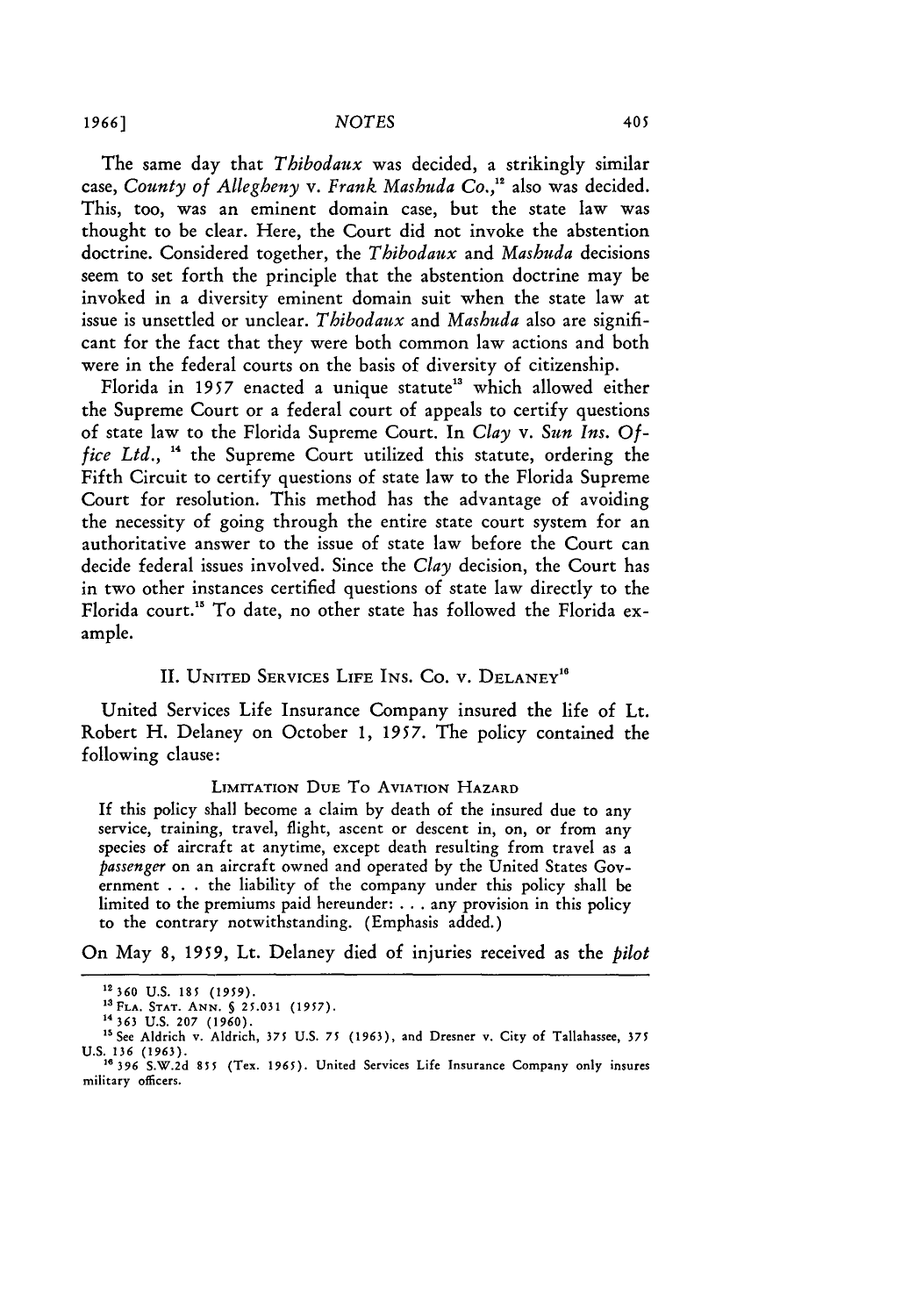The same day that *Thibodaux* was decided, a strikingly similar case, *County of Allegheny* v. *Frank Mashuda Co.*,[12] also was decided. This, too, was an eminent domain case, but the state law was thought to be clear. Here, the Court did not invoke the abstention doctrine. Considered together, the *Thibodaux* and *Mashuda* decisions seem to set forth the principle that the abstention doctrine may be invoked in a diversity eminent domain suit when the state law at issue is unsettled or unclear. *Thibodaux* and *Mashuda* also are significant for the fact that they were both common law actions and both were in the federal courts on the basis of diversity of citizenship.

Florida in 1957 enacted a unique statute[13] which allowed either the Supreme Court or a federal court of appeals to certify questions of state law to the Florida Supreme Court. In *Clay* v. *Sun Ins. Office Ltd.*,[14] the Supreme Court utilized this statute, ordering the Fifth Circuit to certify questions of state law to the Florida Supreme Court for resolution. This method has the advantage of avoiding the necessity of going through the entire state court system for an authoritative answer to the issue of state law before the Court can decide federal issues involved. Since the *Clay* decision, the Court has in two other instances certified questions of state law directly to the Florida court.[15] To date, no other state has followed the Florida example.

## II. UNITED SERVICES LIFE INS. CO. v. DELANEY[16]

United Services Life Insurance Company insured the life of Lt. Robert H. Delaney on October 1, 1957. The policy contained the following clause:

> LIMITATION DUE TO AVIATION HAZARD
>
> If this policy shall become a claim by death of the insured due to any service, training, travel, flight, ascent or descent in, on, or from any species of aircraft at anytime, except death resulting from travel as a *passenger* on an aircraft owned and operated by the United States Government . . . the liability of the company under this policy shall be limited to the premiums paid hereunder: . . . any provision in this policy to the contrary notwithstanding. (Emphasis added.)

On May 8, 1959, Lt. Delaney died of injuries received as the *pilot*

---

[12] 360 U.S. 185 (1959).

[13] FLA. STAT. ANN. § 25.031 (1957).

[14] 363 U.S. 207 (1960).

[15] See Aldrich v. Aldrich, 375 U.S. 75 (1963), and Dresner v. City of Tallahassee, 375 U.S. 136 (1963).

[16] 396 S.W.2d 855 (Tex. 1965). United Services Life Insurance Company only insures military officers.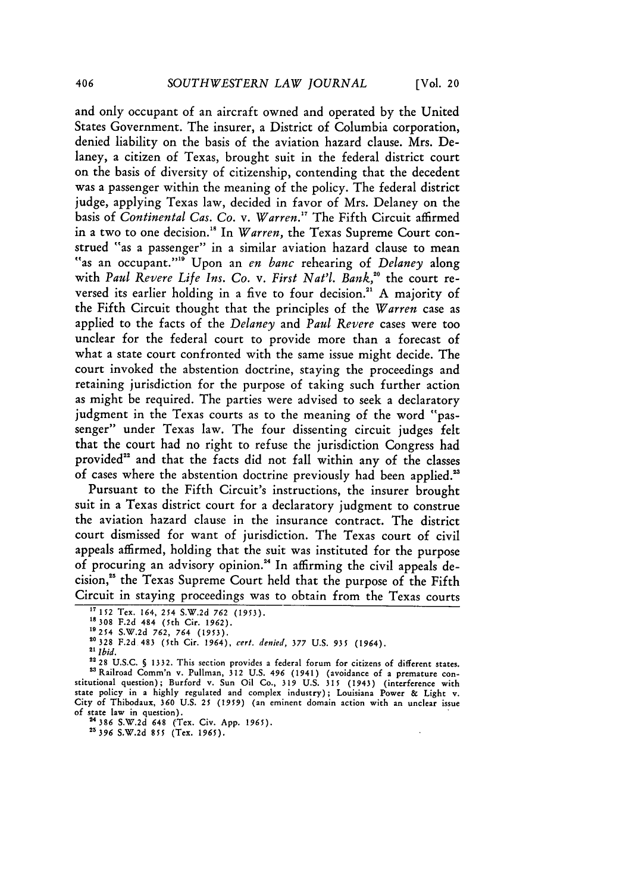and only occupant of an aircraft owned and operated by the United States Government. The insurer, a District of Columbia corporation, denied liability on the basis of the aviation hazard clause. Mrs. Delaney, a citizen of Texas, brought suit in the federal district court on the basis of diversity of citizenship, contending that the decedent was a passenger within the meaning of the policy. The federal district judge, applying Texas law, decided in favor of Mrs. Delaney on the basis of *Continental Cas. Co. v. Warren.*[17] The Fifth Circuit affirmed in a two to one decision.[18] In *Warren*, the Texas Supreme Court construed "as a passenger" in a similar aviation hazard clause to mean "as an occupant."[19] Upon an *en banc* rehearing of *Delaney* along with *Paul Revere Life Ins. Co. v. First Nat'l. Bank,*[20] the court reversed its earlier holding in a five to four decision.[21] A majority of the Fifth Circuit thought that the principles of the *Warren* case as applied to the facts of the *Delaney* and *Paul Revere* cases were too unclear for the federal court to provide more than a forecast of what a state court confronted with the same issue might decide. The court invoked the abstention doctrine, staying the proceedings and retaining jurisdiction for the purpose of taking such further action as might be required. The parties were advised to seek a declaratory judgment in the Texas courts as to the meaning of the word "passenger" under Texas law. The four dissenting circuit judges felt that the court had no right to refuse the jurisdiction Congress had provided[22] and that the facts did not fall within any of the classes of cases where the abstention doctrine previously had been applied.[23]

Pursuant to the Fifth Circuit's instructions, the insurer brought suit in a Texas district court for a declaratory judgment to construe the aviation hazard clause in the insurance contract. The district court dismissed for want of jurisdiction. The Texas court of civil appeals affirmed, holding that the suit was instituted for the purpose of procuring an advisory opinion.[24] In affirming the civil appeals decision,[25] the Texas Supreme Court held that the purpose of the Fifth Circuit in staying proceedings was to obtain from the Texas courts

---

[17] 152 Tex. 164, 254 S.W.2d 762 (1953).

[18] 308 F.2d 484 (5th Cir. 1962).

[19] 254 S.W.2d 762, 764 (1953).

[20] 328 F.2d 483 (5th Cir. 1964), *cert. denied*, 377 U.S. 935 (1964).

[21] *Ibid.*

[22] 28 U.S.C. § 1332. This section provides a federal forum for citizens of different states.

[23] Railroad Comm'n v. Pullman, 312 U.S. 496 (1941) (avoidance of a premature constitutional question); Burford v. Sun Oil Co., 319 U.S. 315 (1943) (interference with state policy in a highly regulated and complex industry); Louisiana Power & Light v. City of Thibodaux, 360 U.S. 25 (1959) (an eminent domain action with an unclear issue of state law in question).

[24] 386 S.W.2d 648 (Tex. Civ. App. 1965).

[25] 396 S.W.2d 855 (Tex. 1965).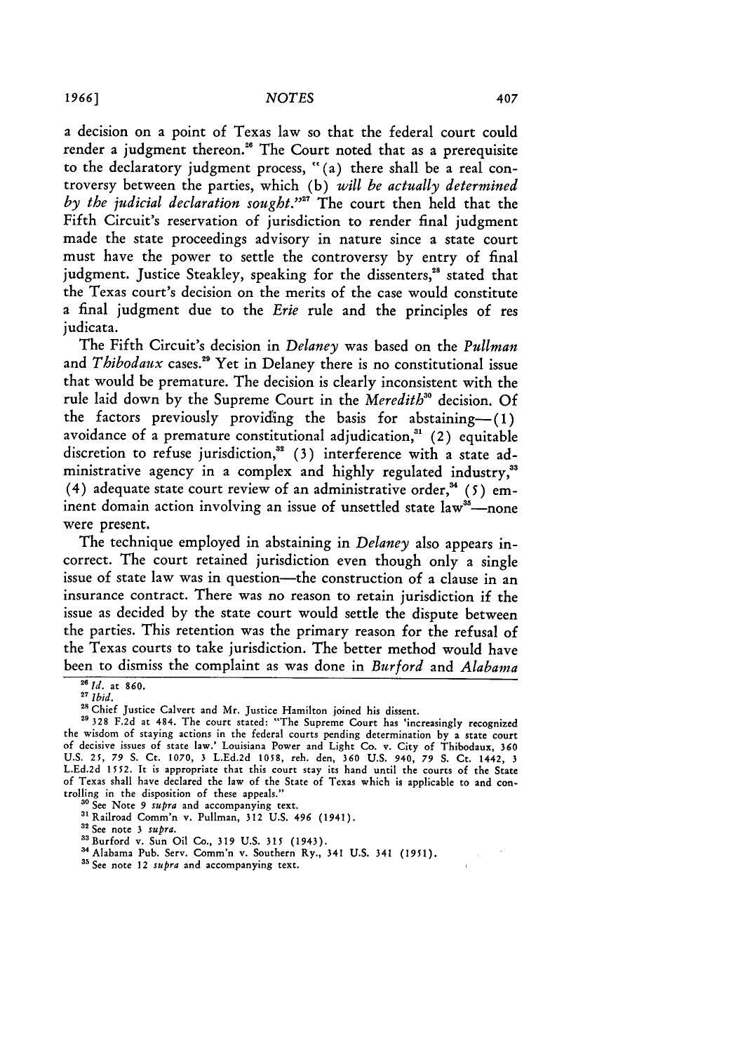a decision on a point of Texas law so that the federal court could render a judgment thereon.[26] The Court noted that as a prerequisite to the declaratory judgment process, "(a) there shall be a real controversy between the parties, which (b) *will be actually determined by the judicial declaration sought.*"[27] The court then held that the Fifth Circuit's reservation of jurisdiction to render final judgment made the state proceedings advisory in nature since a state court must have the power to settle the controversy by entry of final judgment. Justice Steakley, speaking for the dissenters,[28] stated that the Texas court's decision on the merits of the case would constitute a final judgment due to the *Erie* rule and the principles of res judicata.

The Fifth Circuit's decision in *Delaney* was based on the *Pullman* and *Thibodaux* cases.[29] Yet in Delaney there is no constitutional issue that would be premature. The decision is clearly inconsistent with the rule laid down by the Supreme Court in the *Meredith*[30] decision. Of the factors previously providing the basis for abstaining—(1) avoidance of a premature constitutional adjudication,[31] (2) equitable discretion to refuse jurisdiction,[32] (3) interference with a state administrative agency in a complex and highly regulated industry,[33] (4) adequate state court review of an administrative order,[34] (5) eminent domain action involving an issue of unsettled state law[35]—none were present.

The technique employed in abstaining in *Delaney* also appears incorrect. The court retained jurisdiction even though only a single issue of state law was in question—the construction of a clause in an insurance contract. There was no reason to retain jurisdiction if the issue as decided by the state court would settle the dispute between the parties. This retention was the primary reason for the refusal of the Texas courts to take jurisdiction. The better method would have been to dismiss the complaint as was done in *Burford* and *Alabama*

---

[26] *Id.* at 860.

[27] *Ibid.*

[28] Chief Justice Calvert and Mr. Justice Hamilton joined his dissent.

[29] 328 F.2d at 484. The court stated: "The Supreme Court has 'increasingly recognized the wisdom of staying actions in the federal courts pending determination by a state court of decisive issues of state law.' Louisiana Power and Light Co. v. City of Thibodaux, 360 U.S. 25, 79 S. Ct. 1070, 3 L.Ed.2d 1058, reh. den, 360 U.S. 940, 79 S. Ct. 1442, 3 L.Ed.2d 1552. It is appropriate that this court stay its hand until the courts of the State of Texas shall have declared the law of the State of Texas which is applicable to and controlling in the disposition of these appeals."

[30] See Note 9 *supra* and accompanying text.

[31] Railroad Comm'n v. Pullman, 312 U.S. 496 (1941).

[32] See note 3 *supra.*

[33] Burford v. Sun Oil Co., 319 U.S. 315 (1943).

[34] Alabama Pub. Serv. Comm'n v. Southern Ry., 341 U.S. 341 (1951).

[35] See note 12 *supra* and accompanying text.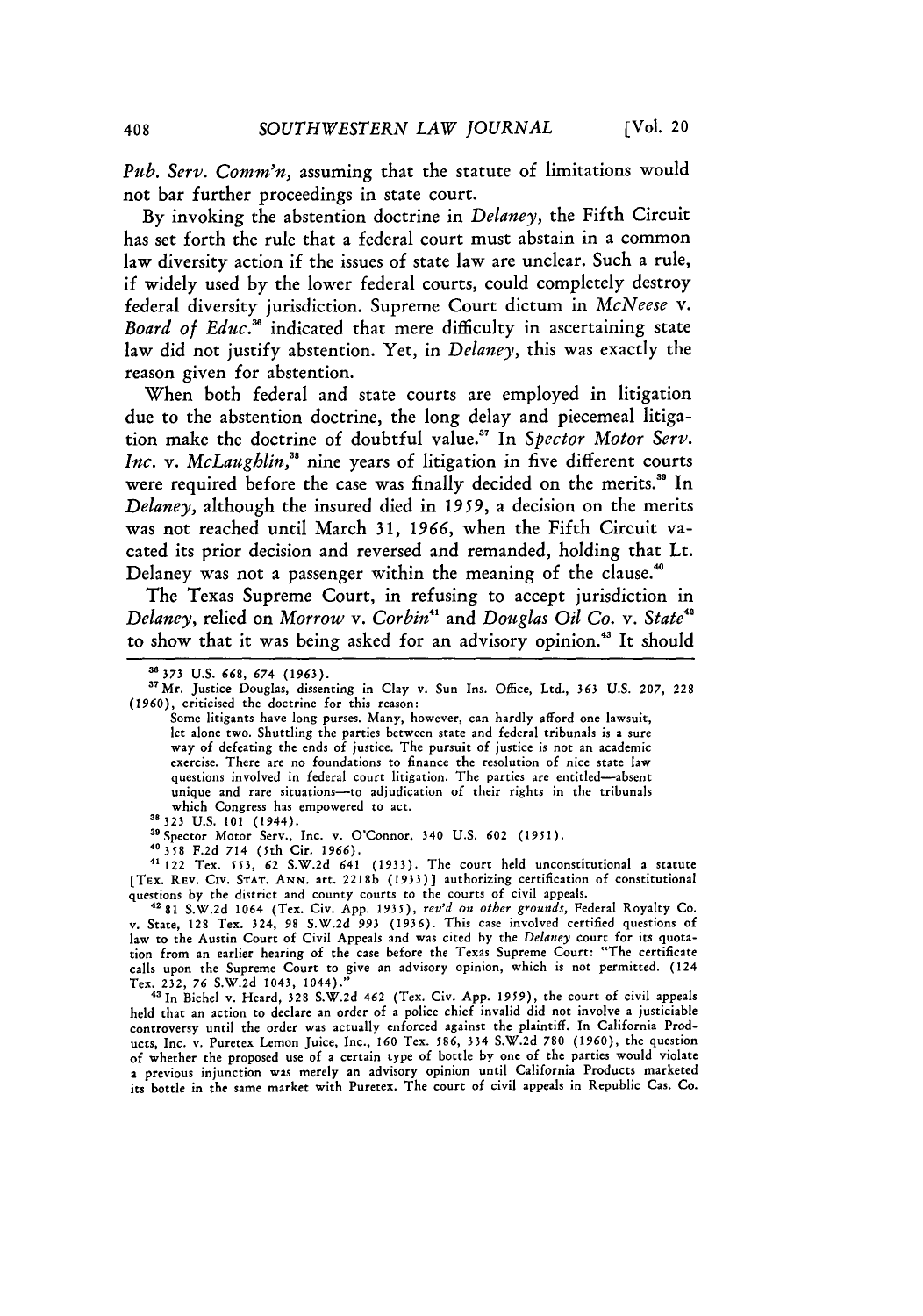*Pub. Serv. Comm'n,* assuming that the statute of limitations would not bar further proceedings in state court.

By invoking the abstention doctrine in *Delaney*, the Fifth Circuit has set forth the rule that a federal court must abstain in a common law diversity action if the issues of state law are unclear. Such a rule, if widely used by the lower federal courts, could completely destroy federal diversity jurisdiction. Supreme Court dictum in *McNeese* v. *Board of Educ.*[36] indicated that mere difficulty in ascertaining state law did not justify abstention. Yet, in *Delaney*, this was exactly the reason given for abstention.

When both federal and state courts are employed in litigation due to the abstention doctrine, the long delay and piecemeal litigation make the doctrine of doubtful value.[37] In *Spector Motor Serv. Inc.* v. *McLaughlin*,[38] nine years of litigation in five different courts were required before the case was finally decided on the merits.[39] In *Delaney*, although the insured died in 1959, a decision on the merits was not reached until March 31, 1966, when the Fifth Circuit vacated its prior decision and reversed and remanded, holding that Lt. Delaney was not a passenger within the meaning of the clause.[40]

The Texas Supreme Court, in refusing to accept jurisdiction in *Delaney*, relied on *Morrow* v. *Corbin*[41] and *Douglas Oil Co.* v. *State*[42] to show that it was being asked for an advisory opinion.[43] It should

---

[36] 373 U.S. 668, 674 (1963).

[37] Mr. Justice Douglas, dissenting in Clay v. Sun Ins. Office, Ltd., 363 U.S. 207, 228 (1960), criticised the doctrine for this reason:

> Some litigants have long purses. Many, however, can hardly afford one lawsuit, let alone two. Shuttling the parties between state and federal tribunals is a sure way of defeating the ends of justice. The pursuit of justice is not an academic exercise. There are no foundations to finance the resolution of nice state law questions involved in federal court litigation. The parties are entitled—absent unique and rare situations—to adjudication of their rights in the tribunals which Congress has empowered to act.

[38] 323 U.S. 101 (1944).

[39] Spector Motor Serv., Inc. v. O'Connor, 340 U.S. 602 (1951).

[40] 358 F.2d 714 (5th Cir. 1966).

[41] 122 Tex. 553, 62 S.W.2d 641 (1933). The court held unconstitutional a statute [TEX. REV. CIV. STAT. ANN. art. 2218b (1933)] authorizing certification of constitutional questions by the district and county courts to the courts of civil appeals.

[42] 81 S.W.2d 1064 (Tex. Civ. App. 1935), *rev'd on other grounds*, Federal Royalty Co. v. State, 128 Tex. 324, 98 S.W.2d 993 (1936). This case involved certified questions of law to the Austin Court of Civil Appeals and was cited by the *Delaney* court for its quotation from an earlier hearing of the case before the Texas Supreme Court: "The certificate calls upon the Supreme Court to give an advisory opinion, which is not permitted. (124 Tex. 232, 76 S.W.2d 1043, 1044)."

[43] In Bichel v. Heard, 328 S.W.2d 462 (Tex. Civ. App. 1959), the court of civil appeals held that an action to declare an order of a police chief invalid did not involve a justiciable controversy until the order was actually enforced against the plaintiff. In California Products, Inc. v. Puretex Lemon Juice, Inc., 160 Tex. 586, 334 S.W.2d 780 (1960), the question of whether the proposed use of a certain type of bottle by one of the parties would violate a previous injunction was merely an advisory opinion until California Products marketed its bottle in the same market with Puretex. The court of civil appeals in Republic Cas. Co.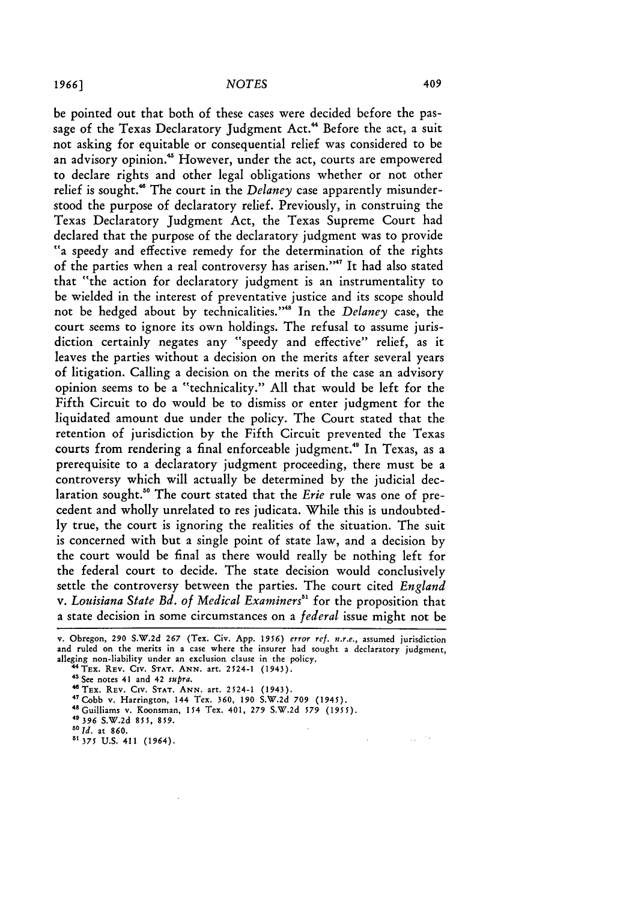be pointed out that both of these cases were decided before the passage of the Texas Declaratory Judgment Act.[44] Before the act, a suit not asking for equitable or consequential relief was considered to be an advisory opinion.[45] However, under the act, courts are empowered to declare rights and other legal obligations whether or not other relief is sought.[46] The court in the *Delaney* case apparently misunderstood the purpose of declaratory relief. Previously, in construing the Texas Declaratory Judgment Act, the Texas Supreme Court had declared that the purpose of the declaratory judgment was to provide "a speedy and effective remedy for the determination of the rights of the parties when a real controversy has arisen."[47] It had also stated that "the action for declaratory judgment is an instrumentality to be wielded in the interest of preventative justice and its scope should not be hedged about by technicalities."[48] In the *Delaney* case, the court seems to ignore its own holdings. The refusal to assume jurisdiction certainly negates any "speedy and effective" relief, as it leaves the parties without a decision on the merits after several years of litigation. Calling a decision on the merits of the case an advisory opinion seems to be a "technicality." All that would be left for the Fifth Circuit to do would be to dismiss or enter judgment for the liquidated amount due under the policy. The Court stated that the retention of jurisdiction by the Fifth Circuit prevented the Texas courts from rendering a final enforceable judgment.[49] In Texas, as a prerequisite to a declaratory judgment proceeding, there must be a controversy which will actually be determined by the judicial declaration sought.[50] The court stated that the *Erie* rule was one of precedent and wholly unrelated to res judicata. While this is undoubtedly true, the court is ignoring the realities of the situation. The suit is concerned with but a single point of state law, and a decision by the court would be final as there would really be nothing left for the federal court to decide. The state decision would conclusively settle the controversy between the parties. The court cited *England v. Louisiana State Bd. of Medical Examiners*[51] for the proposition that a state decision in some circumstances on a *federal* issue might not be

---

v. Obregon, 290 S.W.2d 267 (Tex. Civ. App. 1956) *error ref. n.r.e.*, assumed jurisdiction and ruled on the merits in a case where the insurer had sought a declaratory judgment, alleging non-liability under an exclusion clause in the policy.

[44] Tex. Rev. Civ. Stat. Ann. art. 2524-1 (1943).

[45] See notes 41 and 42 *supra*.

[46] Tex. Rev. Civ. Stat. Ann. art. 2524-1 (1943).

[47] Cobb v. Harrington, 144 Tex. 360, 190 S.W.2d 709 (1945).

[48] Guilliams v. Koonsman, 154 Tex. 401, 279 S.W.2d 579 (1955).

[49] 396 S.W.2d 855, 859.

[50] *Id.* at 860.

[51] 375 U.S. 411 (1964).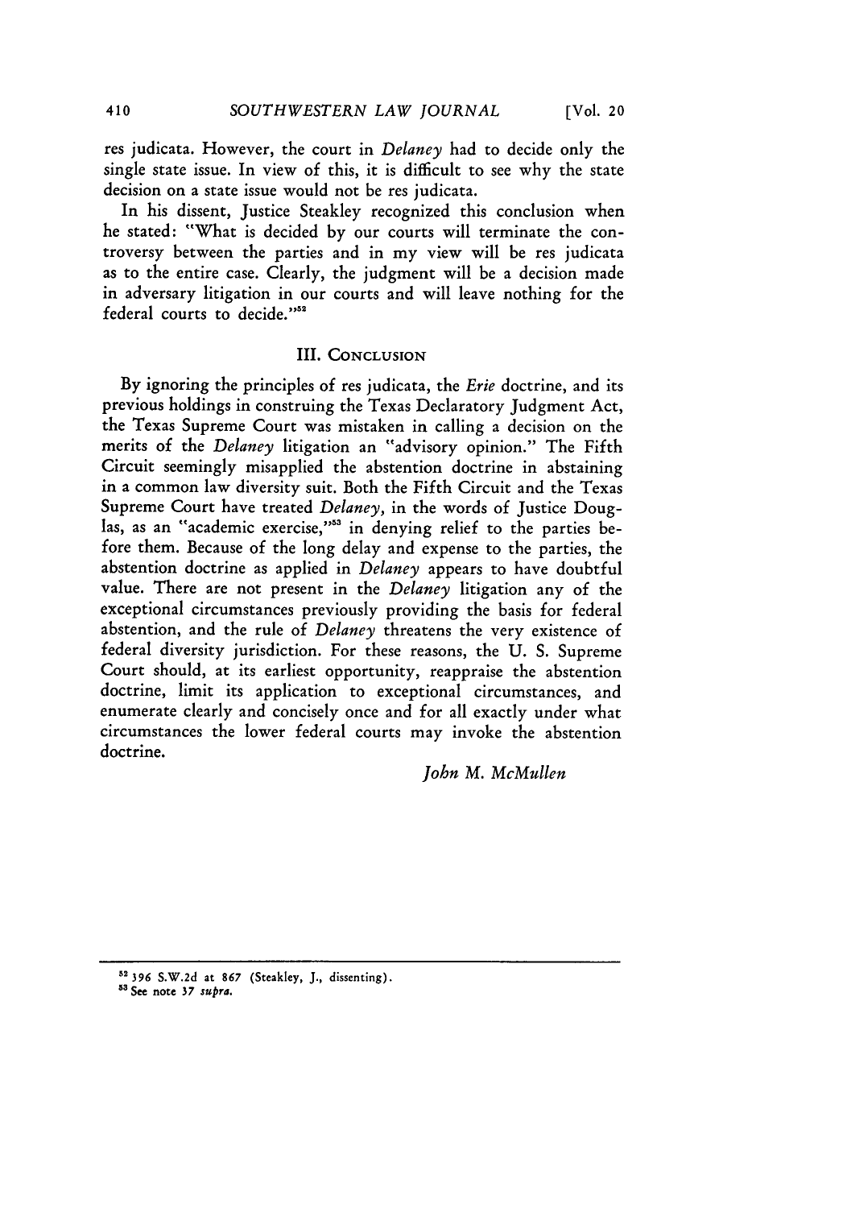res judicata. However, the court in *Delaney* had to decide only the single state issue. In view of this, it is difficult to see why the state decision on a state issue would not be res judicata.

In his dissent, Justice Steakley recognized this conclusion when he stated: "What is decided by our courts will terminate the controversy between the parties and in my view will be res judicata as to the entire case. Clearly, the judgment will be a decision made in adversary litigation in our courts and will leave nothing for the federal courts to decide."[52]

## III. CONCLUSION

By ignoring the principles of res judicata, the *Erie* doctrine, and its previous holdings in construing the Texas Declaratory Judgment Act, the Texas Supreme Court was mistaken in calling a decision on the merits of the *Delaney* litigation an "advisory opinion." The Fifth Circuit seemingly misapplied the abstention doctrine in abstaining in a common law diversity suit. Both the Fifth Circuit and the Texas Supreme Court have treated *Delaney*, in the words of Justice Douglas, as an "academic exercise,"[53] in denying relief to the parties before them. Because of the long delay and expense to the parties, the abstention doctrine as applied in *Delaney* appears to have doubtful value. There are not present in the *Delaney* litigation any of the exceptional circumstances previously providing the basis for federal abstention, and the rule of *Delaney* threatens the very existence of federal diversity jurisdiction. For these reasons, the U. S. Supreme Court should, at its earliest opportunity, reappraise the abstention doctrine, limit its application to exceptional circumstances, and enumerate clearly and concisely once and for all exactly under what circumstances the lower federal courts may invoke the abstention doctrine.

*John M. McMullen*

---

[52] 396 S.W.2d at 867 (Steakley, J., dissenting).

[53] See note 37 *supra*.